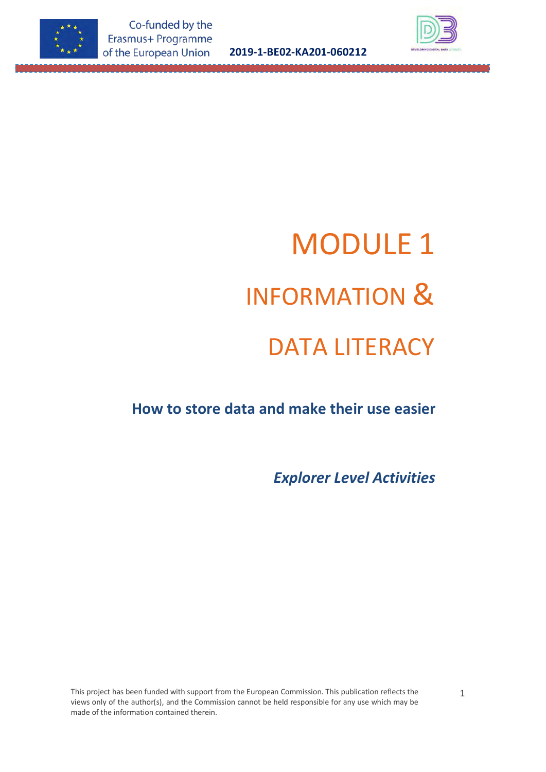# MODULE 1

# INFORMATION &

# DATA LITERACY

**How to store data and make their use easier**

***Explorer Level Activities***

This project has been funded with support from the European Commission. This publication reflects the views only of the author(s), and the Commission cannot be held responsible for any use which may be made of the information contained therein.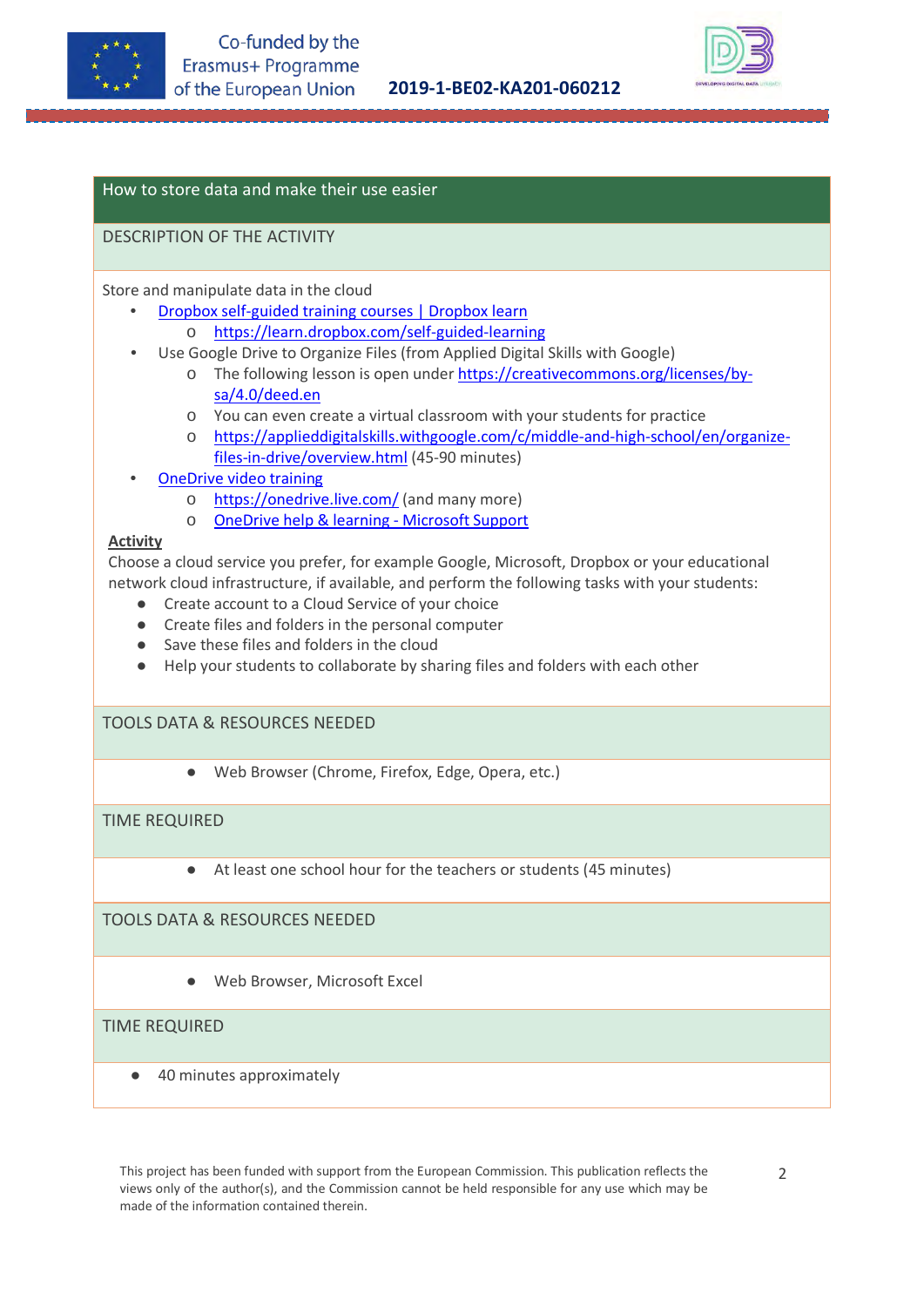## How to store data and make their use easier

### DESCRIPTION OF THE ACTIVITY

Store and manipulate data in the cloud

- Dropbox self-guided training courses | Dropbox learn
  - https://learn.dropbox.com/self-guided-learning
- Use Google Drive to Organize Files (from Applied Digital Skills with Google)
  - The following lesson is open under https://creativecommons.org/licenses/by-sa/4.0/deed.en
  - You can even create a virtual classroom with your students for practice
  - https://applieddigitalskills.withgoogle.com/c/middle-and-high-school/en/organize-files-in-drive/overview.html (45-90 minutes)
- OneDrive video training
  - https://onedrive.live.com/ (and many more)
  - OneDrive help & learning - Microsoft Support

**Activity**

Choose a cloud service you prefer, for example Google, Microsoft, Dropbox or your educational network cloud infrastructure, if available, and perform the following tasks with your students:

- Create account to a Cloud Service of your choice
- Create files and folders in the personal computer
- Save these files and folders in the cloud
- Help your students to collaborate by sharing files and folders with each other

### TOOLS DATA & RESOURCES NEEDED

- Web Browser (Chrome, Firefox, Edge, Opera, etc.)

### TIME REQUIRED

- At least one school hour for the teachers or students (45 minutes)

### TOOLS DATA & RESOURCES NEEDED

- Web Browser, Microsoft Excel

### TIME REQUIRED

- 40 minutes approximately

This project has been funded with support from the European Commission. This publication reflects the views only of the author(s), and the Commission cannot be held responsible for any use which may be made of the information contained therein.